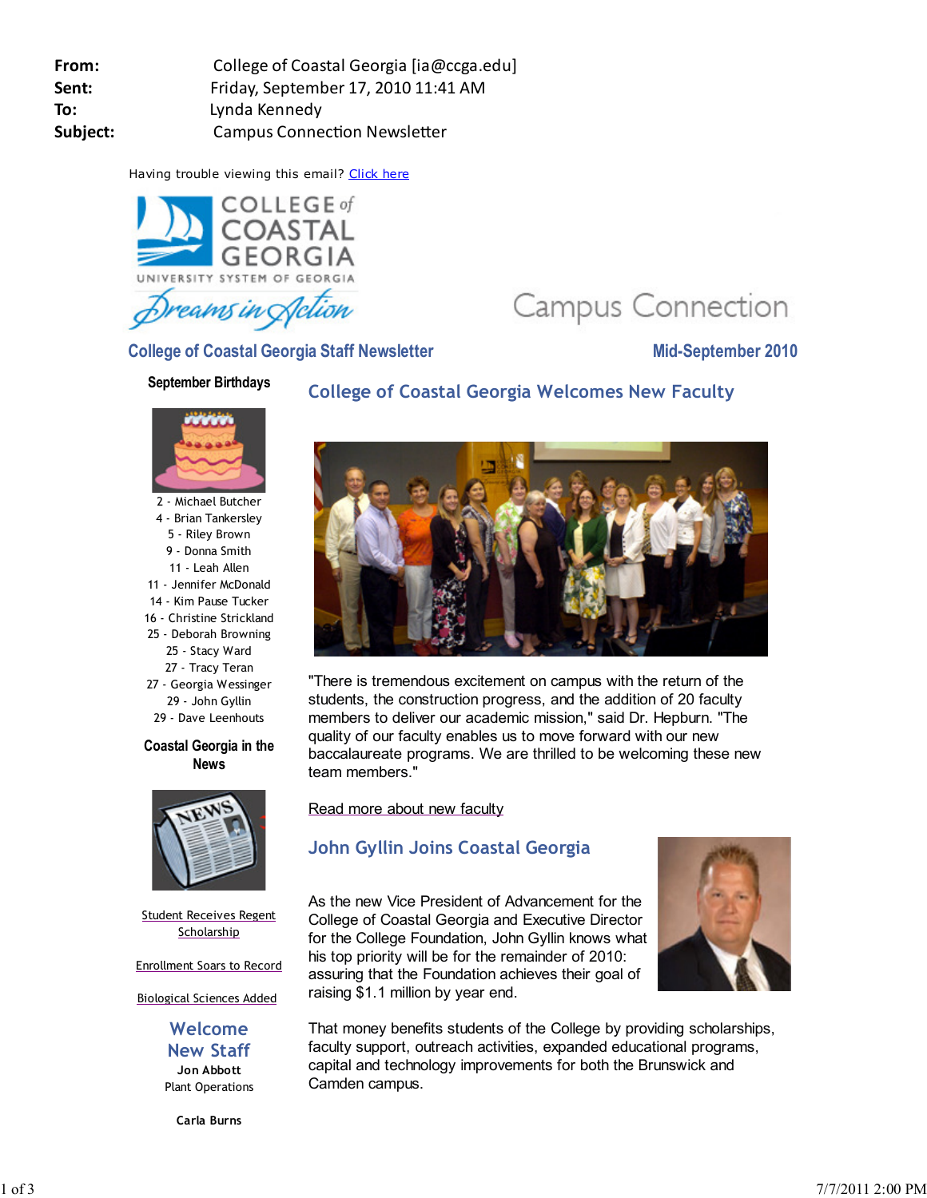**From:** College of Coastal Georgia [ia@ccga.edu]
**Sent:** Friday, September 17, 2010 11:41 AM
**To:** Lynda Kennedy
**Subject:** Campus Connection Newsletter

Having trouble viewing this email? Click here

COLLEGE of COASTAL GEORGIA
UNIVERSITY SYSTEM OF GEORGIA
Dreams in Action

Campus Connection

## College of Coastal Georgia Staff Newsletter

Mid-September 2010

### September Birthdays

2 - Michael Butcher
4 - Brian Tankersley
5 - Riley Brown
9 - Donna Smith
11 - Leah Allen
11 - Jennifer McDonald
14 - Kim Pause Tucker
16 - Christine Strickland
25 - Deborah Browning
25 - Stacy Ward
27 - Tracy Teran
27 - Georgia Wessinger
29 - John Gyllin
29 - Dave Leenhouts

### Coastal Georgia in the News

Student Receives Regent Scholarship

Enrollment Soars to Record

Biological Sciences Added

### Welcome New Staff

**Jon Abbott**
Plant Operations

**Carla Burns**

## College of Coastal Georgia Welcomes New Faculty

"There is tremendous excitement on campus with the return of the students, the construction progress, and the addition of 20 faculty members to deliver our academic mission," said Dr. Hepburn. "The quality of our faculty enables us to move forward with our new baccalaureate programs. We are thrilled to be welcoming these new team members."

Read more about new faculty

## John Gyllin Joins Coastal Georgia

As the new Vice President of Advancement for the College of Coastal Georgia and Executive Director for the College Foundation, John Gyllin knows what his top priority will be for the remainder of 2010: assuring that the Foundation achieves their goal of raising $1.1 million by year end.

That money benefits students of the College by providing scholarships, faculty support, outreach activities, expanded educational programs, capital and technology improvements for both the Brunswick and Camden campus.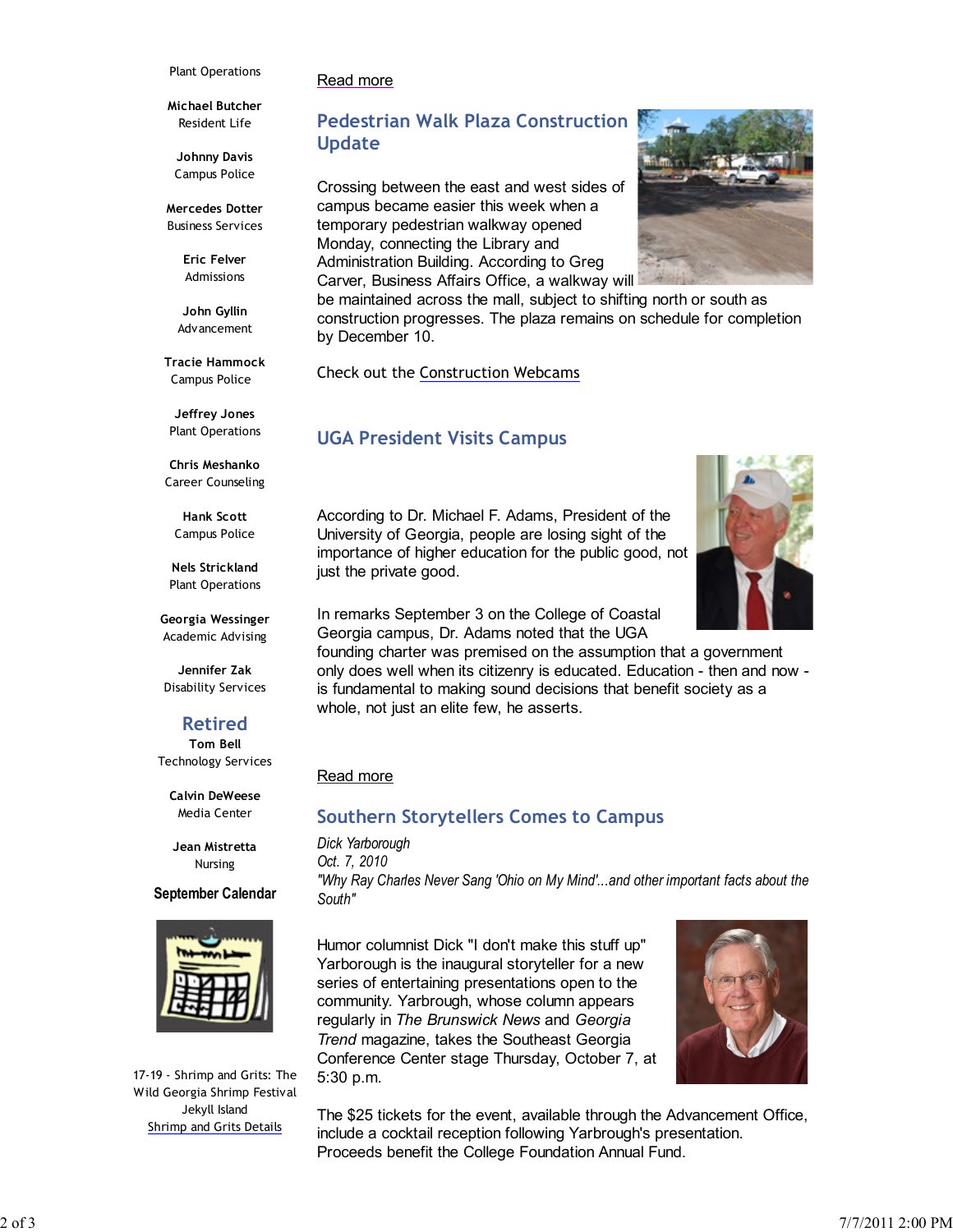Plant Operations

**Michael Butcher**
Resident Life

**Johnny Davis**
Campus Police

**Mercedes Dotter**
Business Services

**Eric Felver**
Admissions

**John Gyllin**
Advancement

**Tracie Hammock**
Campus Police

**Jeffrey Jones**
Plant Operations

**Chris Meshanko**
Career Counseling

**Hank Scott**
Campus Police

**Nels Strickland**
Plant Operations

**Georgia Wessinger**
Academic Advising

**Jennifer Zak**
Disability Services

## Retired

**Tom Bell**
Technology Services

**Calvin DeWeese**
Media Center

**Jean Mistretta**
Nursing

**September Calendar**

17-19 - Shrimp and Grits: The Wild Georgia Shrimp Festival
Jekyll Island
Shrimp and Grits Details

Read more

## Pedestrian Walk Plaza Construction Update

Crossing between the east and west sides of campus became easier this week when a temporary pedestrian walkway opened Monday, connecting the Library and Administration Building. According to Greg Carver, Business Affairs Office, a walkway will be maintained across the mall, subject to shifting north or south as construction progresses. The plaza remains on schedule for completion by December 10.

Check out the Construction Webcams

## UGA President Visits Campus

According to Dr. Michael F. Adams, President of the University of Georgia, people are losing sight of the importance of higher education for the public good, not just the private good.

In remarks September 3 on the College of Coastal Georgia campus, Dr. Adams noted that the UGA founding charter was premised on the assumption that a government only does well when its citizenry is educated. Education - then and now - is fundamental to making sound decisions that benefit society as a whole, not just an elite few, he asserts.

Read more

## Southern Storytellers Comes to Campus

*Dick Yarborough*
*Oct. 7, 2010*
*"Why Ray Charles Never Sang 'Ohio on My Mind'...and other important facts about the South"*

Humor columnist Dick "I don't make this stuff up" Yarborough is the inaugural storyteller for a new series of entertaining presentations open to the community. Yarbrough, whose column appears regularly in *The Brunswick News* and *Georgia Trend* magazine, takes the Southeast Georgia Conference Center stage Thursday, October 7, at 5:30 p.m.

The $25 tickets for the event, available through the Advancement Office, include a cocktail reception following Yarbrough's presentation. Proceeds benefit the College Foundation Annual Fund.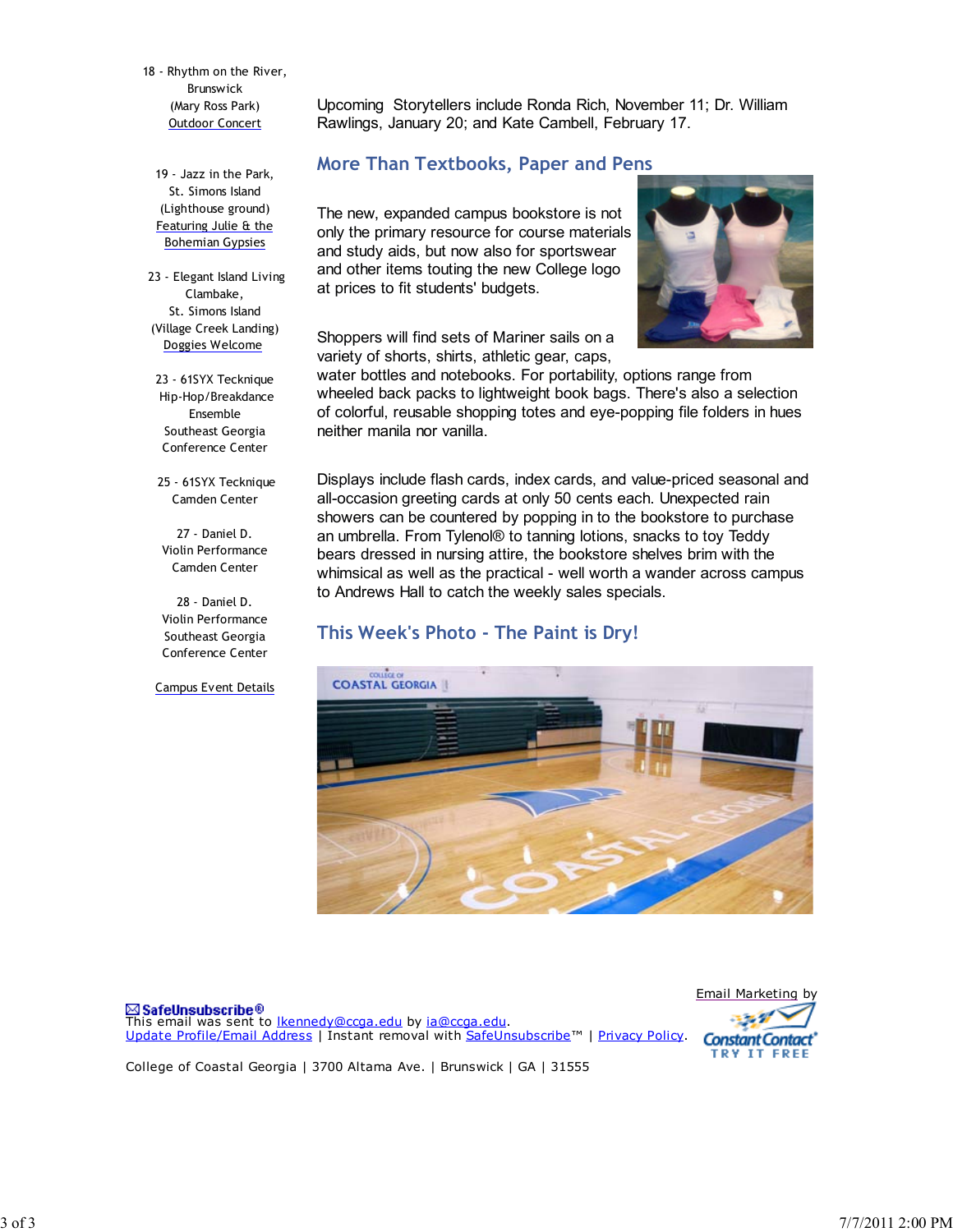18 - Rhythm on the River, Brunswick
(Mary Ross Park)
Outdoor Concert

19 - Jazz in the Park, St. Simons Island
(Lighthouse ground)
Featuring Julie & the Bohemian Gypsies

23 - Elegant Island Living Clambake, St. Simons Island
(Village Creek Landing)
Doggies Welcome

23 - 61SYX Tecknique Hip-Hop/Breakdance Ensemble
Southeast Georgia Conference Center

25 - 61SYX Tecknique
Camden Center

27 - Daniel D.
Violin Performance
Camden Center

28 - Daniel D.
Violin Performance
Southeast Georgia Conference Center

Campus Event Details

Upcoming Storytellers include Ronda Rich, November 11; Dr. William Rawlings, January 20; and Kate Cambell, February 17.

## More Than Textbooks, Paper and Pens

The new, expanded campus bookstore is not only the primary resource for course materials and study aids, but now also for sportswear and other items touting the new College logo at prices to fit students' budgets.

Shoppers will find sets of Mariner sails on a variety of shorts, shirts, athletic gear, caps, water bottles and notebooks. For portability, options range from wheeled back packs to lightweight book bags. There's also a selection of colorful, reusable shopping totes and eye-popping file folders in hues neither manila nor vanilla.

Displays include flash cards, index cards, and value-priced seasonal and all-occasion greeting cards at only 50 cents each. Unexpected rain showers can be countered by popping in to the bookstore to purchase an umbrella. From Tylenol® to tanning lotions, snacks to toy Teddy bears dressed in nursing attire, the bookstore shelves brim with the whimsical as well as the practical - well worth a wander across campus to Andrews Hall to catch the weekly sales specials.

## This Week's Photo - The Paint is Dry!

SafeUnsubscribe®
This email was sent to lkennedy@ccga.edu by ia@ccga.edu.
Update Profile/Email Address | Instant removal with SafeUnsubscribe™ | Privacy Policy.

Email Marketing by Constant Contact TRY IT FREE

College of Coastal Georgia | 3700 Altama Ave. | Brunswick | GA | 31555